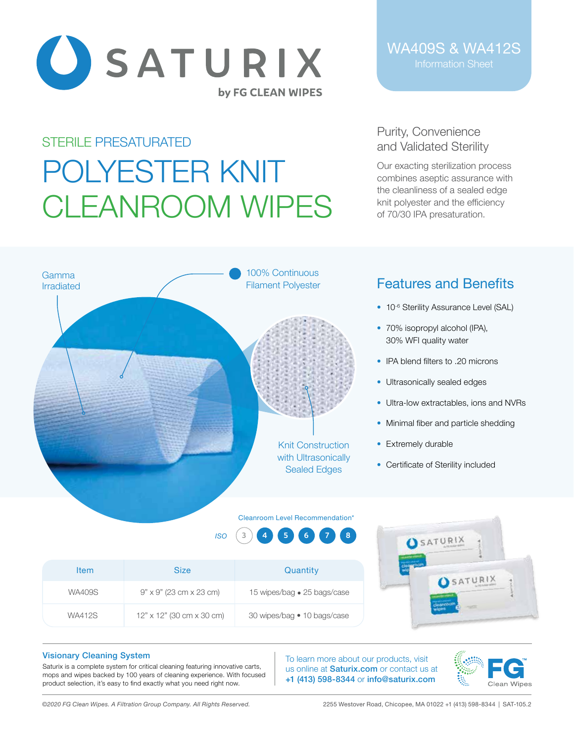# SATURIX

by FG CLEAN WIPES

WA409S & WA412S
Information Sheet

STERILE PRESATURATED

# POLYESTER KNIT CLEANROOM WIPES

## Purity, Convenience and Validated Sterility

Our exacting sterilization process combines aseptic assurance with the cleanliness of a sealed edge knit polyester and the efficiency of 70/30 IPA presaturation.

Gamma Irradiated

100% Continuous Filament Polyester

Knit Construction with Ultrasonically Sealed Edges

## Features and Benefits

- $10^{-6}$ Sterility Assurance Level (SAL)
- 70% isopropyl alcohol (IPA), 30% WFI quality water
- IPA blend filters to .20 microns
- Ultrasonically sealed edges
- Ultra-low extractables, ions and NVRs
- Minimal fiber and particle shedding
- Extremely durable
- Certificate of Sterility included

Cleanroom Level Recommendation*

ISO 3 4 5 6 7 8

| Item | Size | Quantity |
|---|---|---|
| WA409S | 9" x 9" (23 cm x 23 cm) | 15 wipes/bag • 25 bags/case |
| WA412S | 12" x 12" (30 cm x 30 cm) | 30 wipes/bag • 10 bags/case |

### Visionary Cleaning System

Saturix is a complete system for critical cleaning featuring innovative carts, mops and wipes backed by 100 years of cleaning experience. With focused product selection, it's easy to find exactly what you need right now.

To learn more about our products, visit us online at **Saturix.com** or contact us at **+1 (413) 598-8344** or **info@saturix.com**

FG Clean Wipes

*©2020 FG Clean Wipes. A Filtration Group Company. All Rights Reserved.*

2255 Westover Road, Chicopee, MA 01022 +1 (413) 598-8344 | SAT-105.2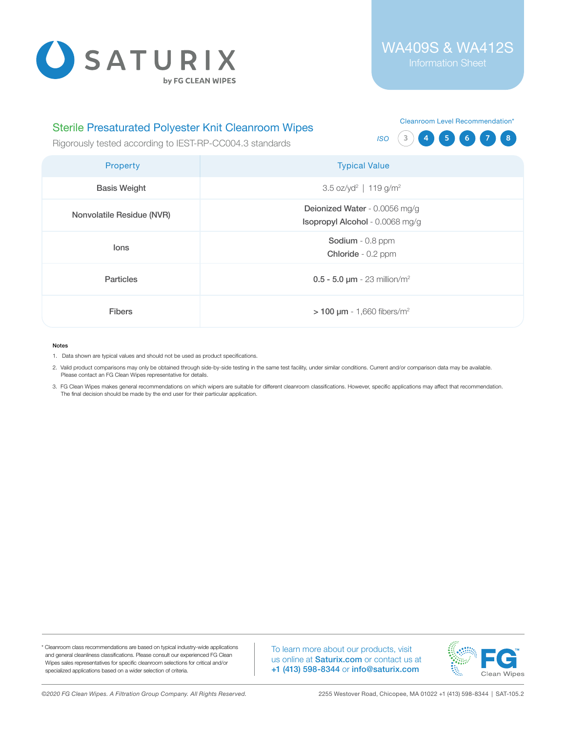# WA409S & WA412S

Information Sheet

## Sterile Presaturated Polyester Knit Cleanroom Wipes

Rigorously tested according to IEST-RP-CC004.3 standards

Cleanroom Level Recommendation*

ISO 3 4 5 6 7 8

| Property | Typical Value |
|---|---|
| Basis Weight | 3.5 oz/yd$^2$ \| 119 g/m$^2$ |
| Nonvolatile Residue (NVR) | **Deionized Water** - 0.0056 mg/g<br>**Isopropyl Alcohol** - 0.0068 mg/g |
| Ions | **Sodium** - 0.8 ppm<br>**Chloride** - 0.2 ppm |
| Particles | **0.5 - 5.0 µm** - 23 million/m$^2$ |
| Fibers | **> 100 µm** - 1,660 fibers/m$^2$ |

**Notes**

1. Data shown are typical values and should not be used as product specifications.
2. Valid product comparisons may only be obtained through side-by-side testing in the same test facility, under similar conditions. Current and/or comparison data may be available. Please contact an FG Clean Wipes representative for details.
3. FG Clean Wipes makes general recommendations on which wipers are suitable for different cleanroom classifications. However, specific applications may affect that recommendation. The final decision should be made by the end user for their particular application.

* Cleanroom class recommendations are based on typical industry-wide applications and general cleanliness classifications. Please consult our experienced FG Clean Wipes sales representatives for specific cleanroom selections for critical and/or specialized applications based on a wider selection of criteria.

To learn more about our products, visit us online at **Saturix.com** or contact us at **+1 (413) 598-8344** or **info@saturix.com**

*©2020 FG Clean Wipes. A Filtration Group Company. All Rights Reserved.*

2255 Westover Road, Chicopee, MA 01022 +1 (413) 598-8344 | SAT-105.2